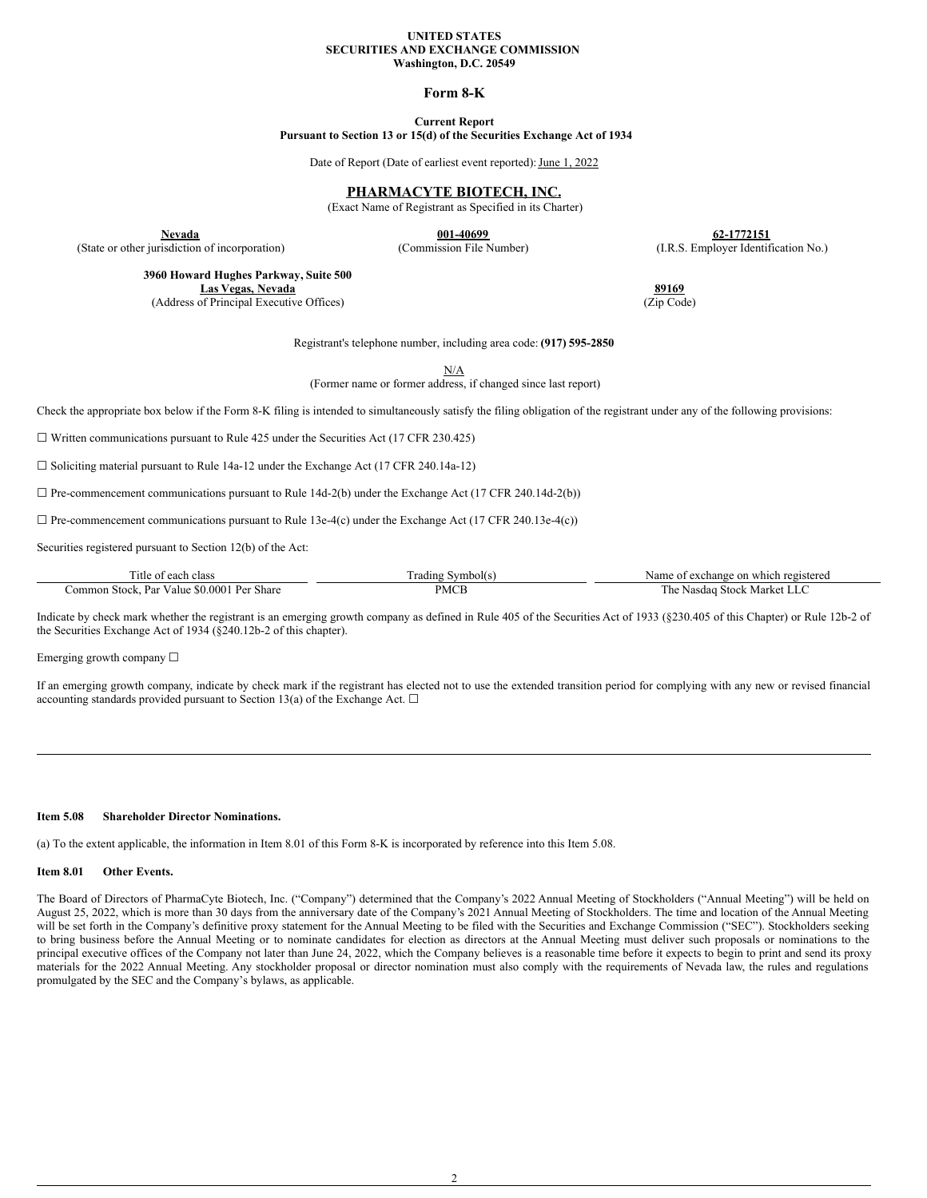**UNITED STATES**
**SECURITIES AND EXCHANGE COMMISSION**
**Washington, D.C. 20549**

# Form 8-K

**Current Report**
**Pursuant to Section 13 or 15(d) of the Securities Exchange Act of 1934**

Date of Report (Date of earliest event reported): June 1, 2022

## PHARMACYTE BIOTECH, INC.

(Exact Name of Registrant as Specified in its Charter)

| **Nevada** | **001-40699** | **62-1772151** |
|---|---|---|
| (State or other jurisdiction of incorporation) | (Commission File Number) | (I.R.S. Employer Identification No.) |

| **3960 Howard Hughes Parkway, Suite 500** **Las Vegas, Nevada** | **89169** |
|---|---|
| (Address of Principal Executive Offices) | (Zip Code) |

Registrant's telephone number, including area code: **(917) 595-2850**

N/A
(Former name or former address, if changed since last report)

Check the appropriate box below if the Form 8-K filing is intended to simultaneously satisfy the filing obligation of the registrant under any of the following provisions:

☐ Written communications pursuant to Rule 425 under the Securities Act (17 CFR 230.425)

☐ Soliciting material pursuant to Rule 14a-12 under the Exchange Act (17 CFR 240.14a-12)

☐ Pre-commencement communications pursuant to Rule 14d-2(b) under the Exchange Act (17 CFR 240.14d-2(b))

☐ Pre-commencement communications pursuant to Rule 13e-4(c) under the Exchange Act (17 CFR 240.13e-4(c))

Securities registered pursuant to Section 12(b) of the Act:

| Title of each class | Trading Symbol(s) | Name of exchange on which registered |
|---|---|---|
| Common Stock, Par Value $0.0001 Per Share | PMCB | The Nasdaq Stock Market LLC |

Indicate by check mark whether the registrant is an emerging growth company as defined in Rule 405 of the Securities Act of 1933 (§230.405 of this Chapter) or Rule 12b-2 of the Securities Exchange Act of 1934 (§240.12b-2 of this chapter).

Emerging growth company ☐

If an emerging growth company, indicate by check mark if the registrant has elected not to use the extended transition period for complying with any new or revised financial accounting standards provided pursuant to Section 13(a) of the Exchange Act. ☐

---

**Item 5.08 Shareholder Director Nominations.**

(a) To the extent applicable, the information in Item 8.01 of this Form 8-K is incorporated by reference into this Item 5.08.

**Item 8.01 Other Events.**

The Board of Directors of PharmaCyte Biotech, Inc. ("Company") determined that the Company's 2022 Annual Meeting of Stockholders ("Annual Meeting") will be held on August 25, 2022, which is more than 30 days from the anniversary date of the Company's 2021 Annual Meeting of Stockholders. The time and location of the Annual Meeting will be set forth in the Company's definitive proxy statement for the Annual Meeting to be filed with the Securities and Exchange Commission ("SEC"). Stockholders seeking to bring business before the Annual Meeting or to nominate candidates for election as directors at the Annual Meeting must deliver such proposals or nominations to the principal executive offices of the Company not later than June 24, 2022, which the Company believes is a reasonable time before it expects to begin to print and send its proxy materials for the 2022 Annual Meeting. Any stockholder proposal or director nomination must also comply with the requirements of Nevada law, the rules and regulations promulgated by the SEC and the Company's bylaws, as applicable.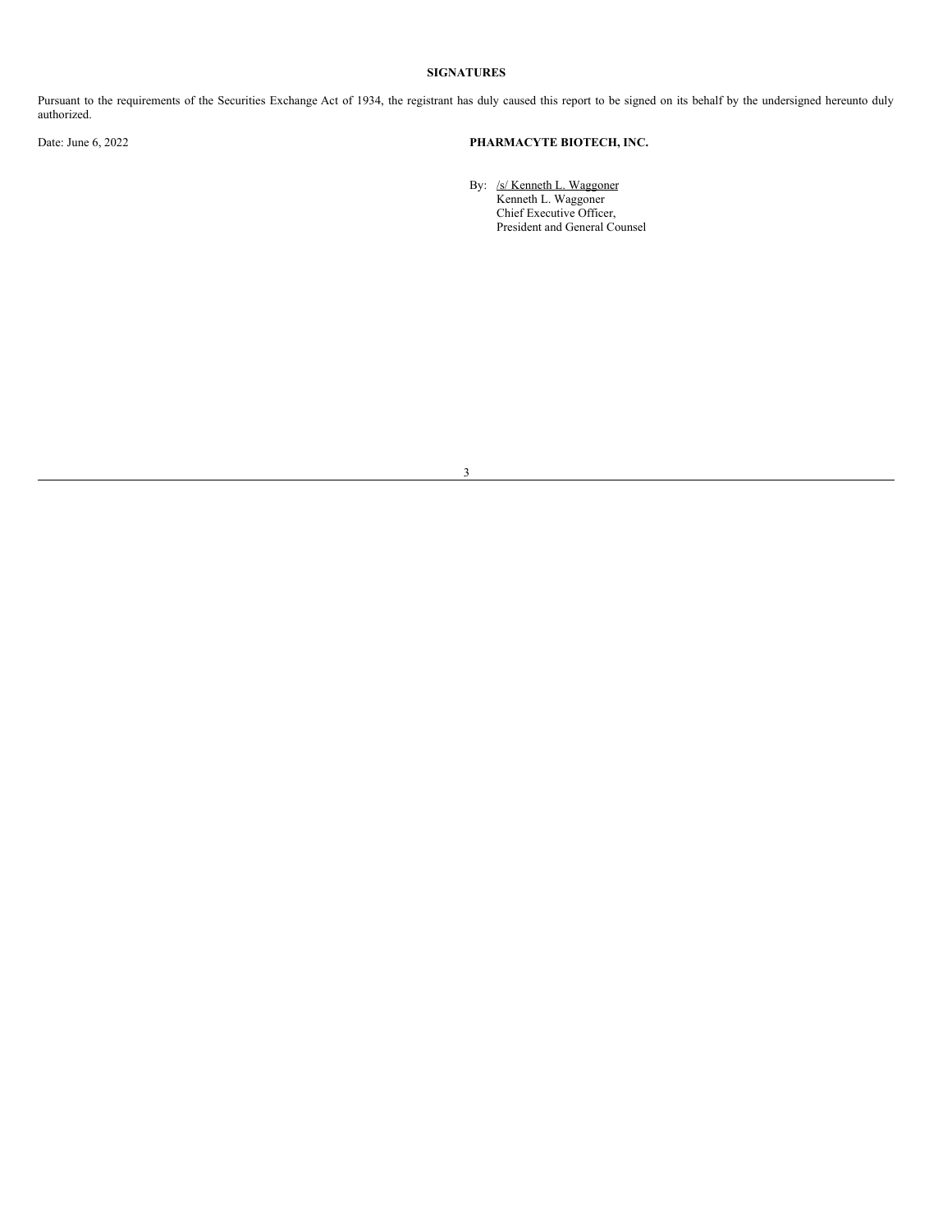**SIGNATURES**

Pursuant to the requirements of the Securities Exchange Act of 1934, the registrant has duly caused this report to be signed on its behalf by the undersigned hereunto duly authorized.

Date: June 6, 2022

**PHARMACYTE BIOTECH, INC.**

By: /s/ Kenneth L. Waggoner
Kenneth L. Waggoner
Chief Executive Officer,
President and General Counsel